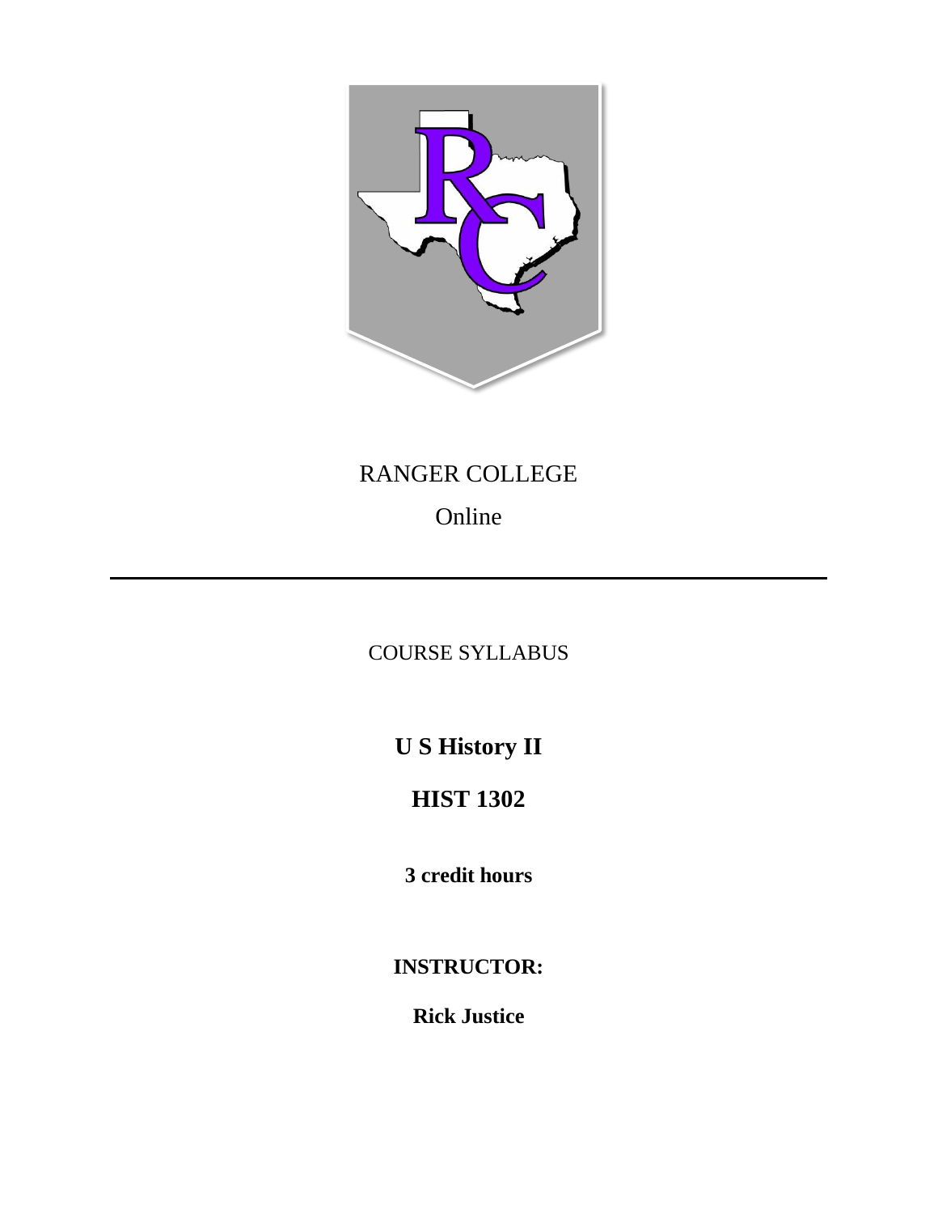RANGER COLLEGE

Online

---

COURSE SYLLABUS

# U S History II

# HIST 1302

**3 credit hours**

**INSTRUCTOR:**

**Rick Justice**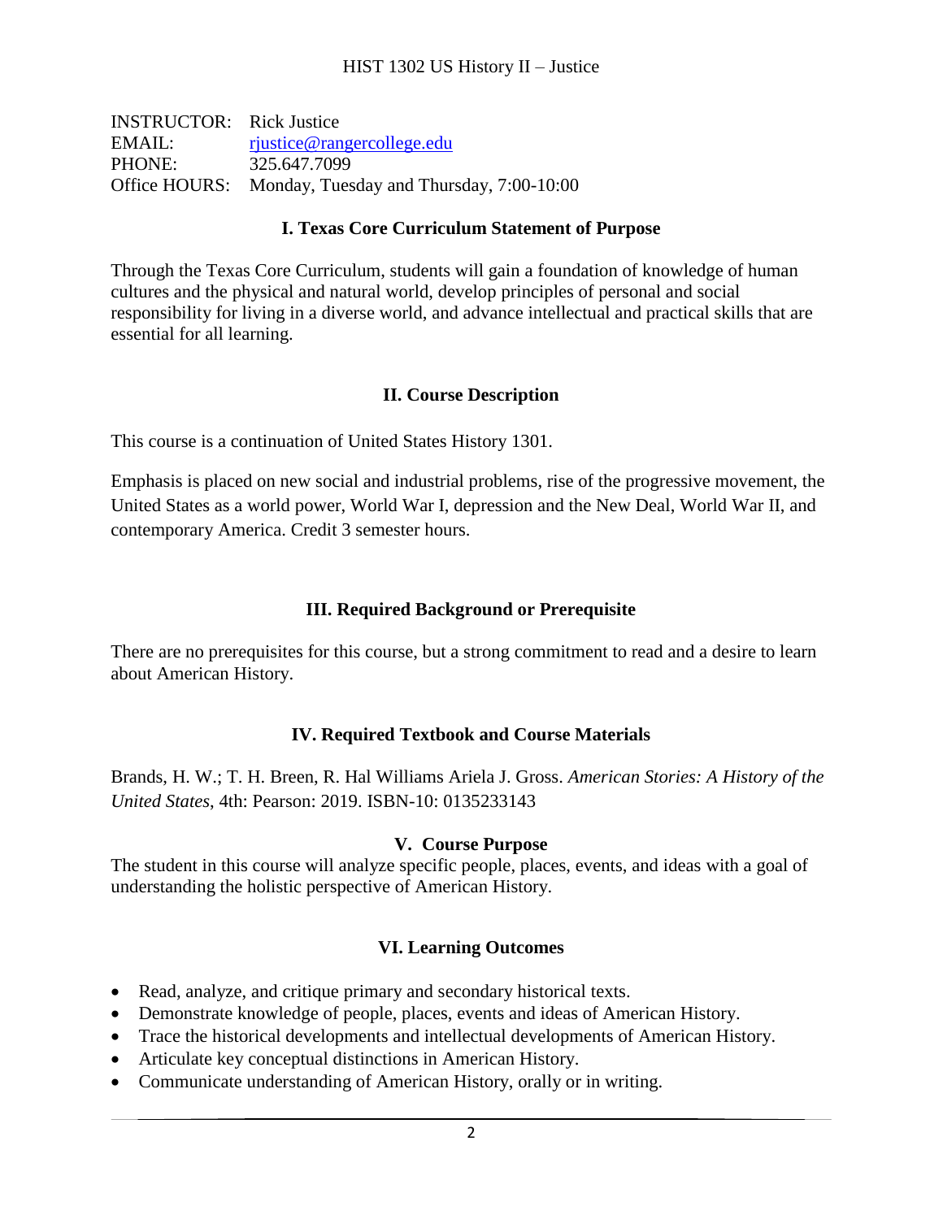# HIST 1302 US History II – Justice

INSTRUCTOR: Rick Justice
EMAIL: rjustice@rangercollege.edu
PHONE: 325.647.7099
Office HOURS: Monday, Tuesday and Thursday, 7:00-10:00

## I. Texas Core Curriculum Statement of Purpose

Through the Texas Core Curriculum, students will gain a foundation of knowledge of human cultures and the physical and natural world, develop principles of personal and social responsibility for living in a diverse world, and advance intellectual and practical skills that are essential for all learning.

## II. Course Description

This course is a continuation of United States History 1301.

Emphasis is placed on new social and industrial problems, rise of the progressive movement, the United States as a world power, World War I, depression and the New Deal, World War II, and contemporary America. Credit 3 semester hours.

## III. Required Background or Prerequisite

There are no prerequisites for this course, but a strong commitment to read and a desire to learn about American History.

## IV. Required Textbook and Course Materials

Brands, H. W.; T. H. Breen, R. Hal Williams Ariela J. Gross. *American Stories: A History of the United States*, 4th: Pearson: 2019. ISBN-10: 0135233143

## V. Course Purpose

The student in this course will analyze specific people, places, events, and ideas with a goal of understanding the holistic perspective of American History.

## VI. Learning Outcomes

- Read, analyze, and critique primary and secondary historical texts.
- Demonstrate knowledge of people, places, events and ideas of American History.
- Trace the historical developments and intellectual developments of American History.
- Articulate key conceptual distinctions in American History.
- Communicate understanding of American History, orally or in writing.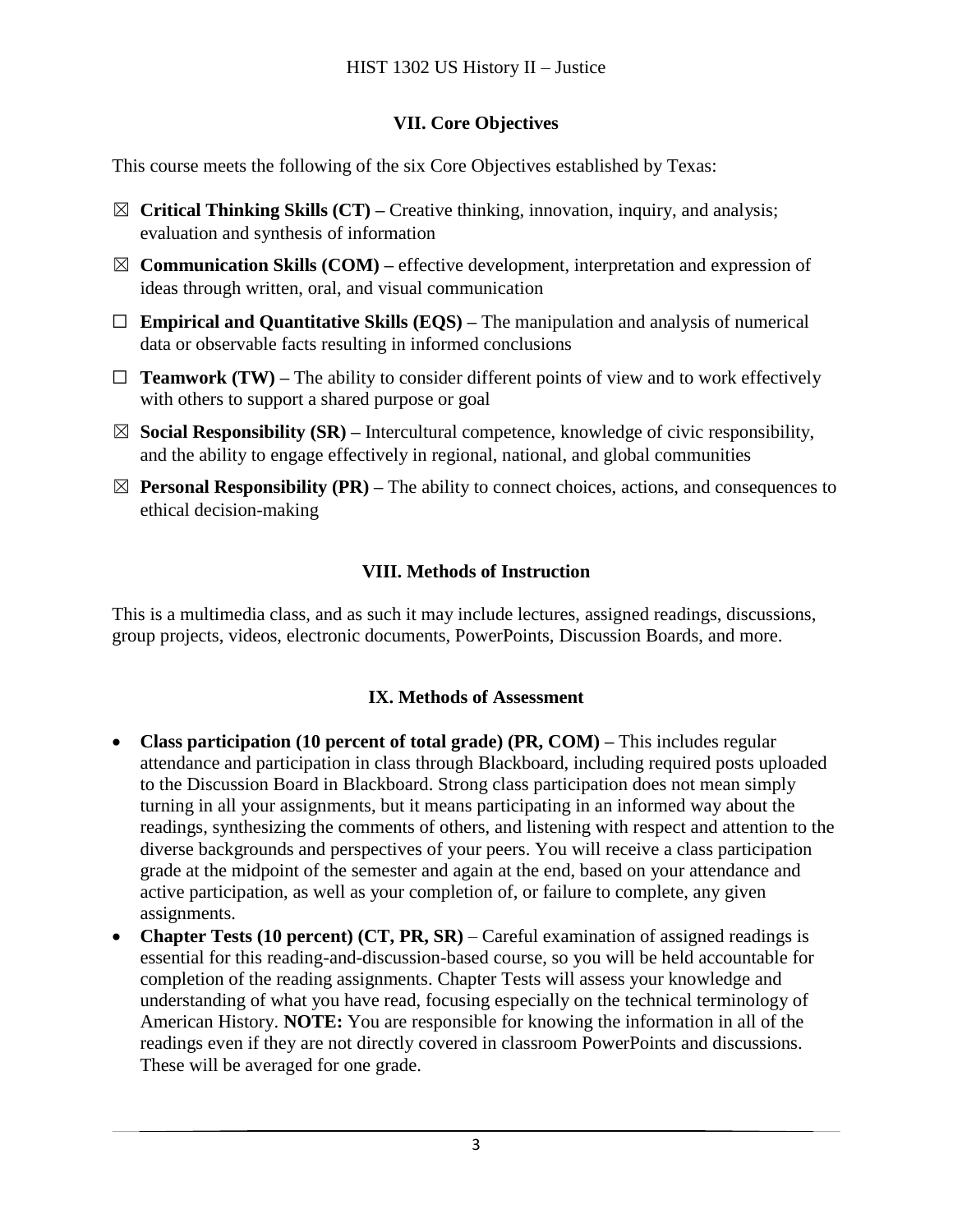## VII. Core Objectives

This course meets the following of the six Core Objectives established by Texas:

- ☒ **Critical Thinking Skills (CT) –** Creative thinking, innovation, inquiry, and analysis; evaluation and synthesis of information
- ☒ **Communication Skills (COM) –** effective development, interpretation and expression of ideas through written, oral, and visual communication
- ☐ **Empirical and Quantitative Skills (EQS) –** The manipulation and analysis of numerical data or observable facts resulting in informed conclusions
- ☐ **Teamwork (TW) –** The ability to consider different points of view and to work effectively with others to support a shared purpose or goal
- ☒ **Social Responsibility (SR) –** Intercultural competence, knowledge of civic responsibility, and the ability to engage effectively in regional, national, and global communities
- ☒ **Personal Responsibility (PR) –** The ability to connect choices, actions, and consequences to ethical decision-making

## VIII. Methods of Instruction

This is a multimedia class, and as such it may include lectures, assigned readings, discussions, group projects, videos, electronic documents, PowerPoints, Discussion Boards, and more.

## IX. Methods of Assessment

- **Class participation (10 percent of total grade) (PR, COM) –** This includes regular attendance and participation in class through Blackboard, including required posts uploaded to the Discussion Board in Blackboard. Strong class participation does not mean simply turning in all your assignments, but it means participating in an informed way about the readings, synthesizing the comments of others, and listening with respect and attention to the diverse backgrounds and perspectives of your peers. You will receive a class participation grade at the midpoint of the semester and again at the end, based on your attendance and active participation, as well as your completion of, or failure to complete, any given assignments.
- **Chapter Tests (10 percent) (CT, PR, SR)** – Careful examination of assigned readings is essential for this reading-and-discussion-based course, so you will be held accountable for completion of the reading assignments. Chapter Tests will assess your knowledge and understanding of what you have read, focusing especially on the technical terminology of American History. **NOTE:** You are responsible for knowing the information in all of the readings even if they are not directly covered in classroom PowerPoints and discussions. These will be averaged for one grade.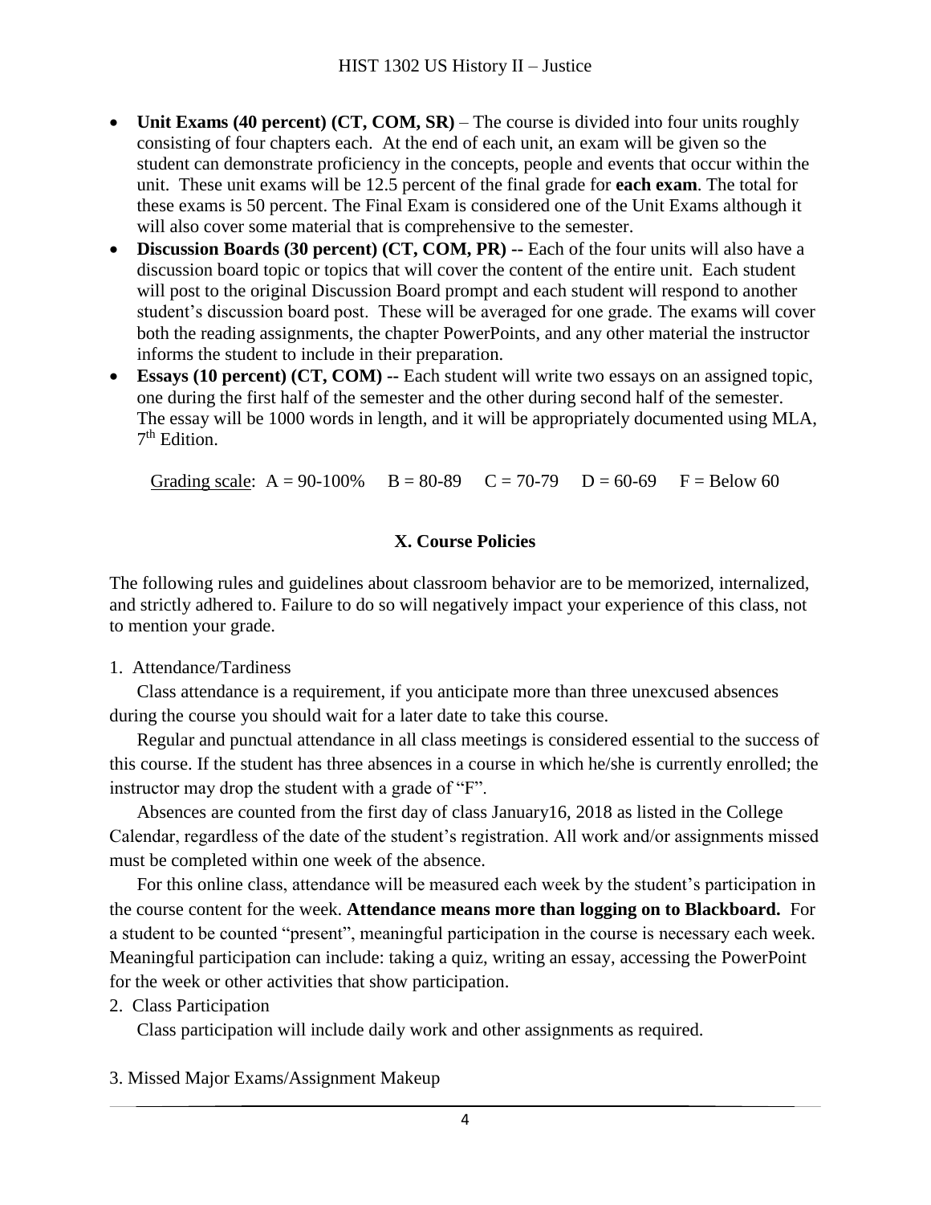- **Unit Exams (40 percent) (CT, COM, SR)** – The course is divided into four units roughly consisting of four chapters each. At the end of each unit, an exam will be given so the student can demonstrate proficiency in the concepts, people and events that occur within the unit. These unit exams will be 12.5 percent of the final grade for **each exam**. The total for these exams is 50 percent. The Final Exam is considered one of the Unit Exams although it will also cover some material that is comprehensive to the semester.
- **Discussion Boards (30 percent) (CT, COM, PR) --** Each of the four units will also have a discussion board topic or topics that will cover the content of the entire unit. Each student will post to the original Discussion Board prompt and each student will respond to another student's discussion board post. These will be averaged for one grade. The exams will cover both the reading assignments, the chapter PowerPoints, and any other material the instructor informs the student to include in their preparation.
- **Essays (10 percent) (CT, COM) --** Each student will write two essays on an assigned topic, one during the first half of the semester and the other during second half of the semester. The essay will be 1000 words in length, and it will be appropriately documented using MLA, 7th Edition.

Grading scale: A = 90-100% B = 80-89 C = 70-79 D = 60-69 F = Below 60

## X. Course Policies

The following rules and guidelines about classroom behavior are to be memorized, internalized, and strictly adhered to. Failure to do so will negatively impact your experience of this class, not to mention your grade.

1. Attendance/Tardiness

Class attendance is a requirement, if you anticipate more than three unexcused absences during the course you should wait for a later date to take this course.

Regular and punctual attendance in all class meetings is considered essential to the success of this course. If the student has three absences in a course in which he/she is currently enrolled; the instructor may drop the student with a grade of "F".

Absences are counted from the first day of class January16, 2018 as listed in the College Calendar, regardless of the date of the student's registration. All work and/or assignments missed must be completed within one week of the absence.

For this online class, attendance will be measured each week by the student's participation in the course content for the week. **Attendance means more than logging on to Blackboard.** For a student to be counted "present", meaningful participation in the course is necessary each week. Meaningful participation can include: taking a quiz, writing an essay, accessing the PowerPoint for the week or other activities that show participation.

2. Class Participation

Class participation will include daily work and other assignments as required.

3. Missed Major Exams/Assignment Makeup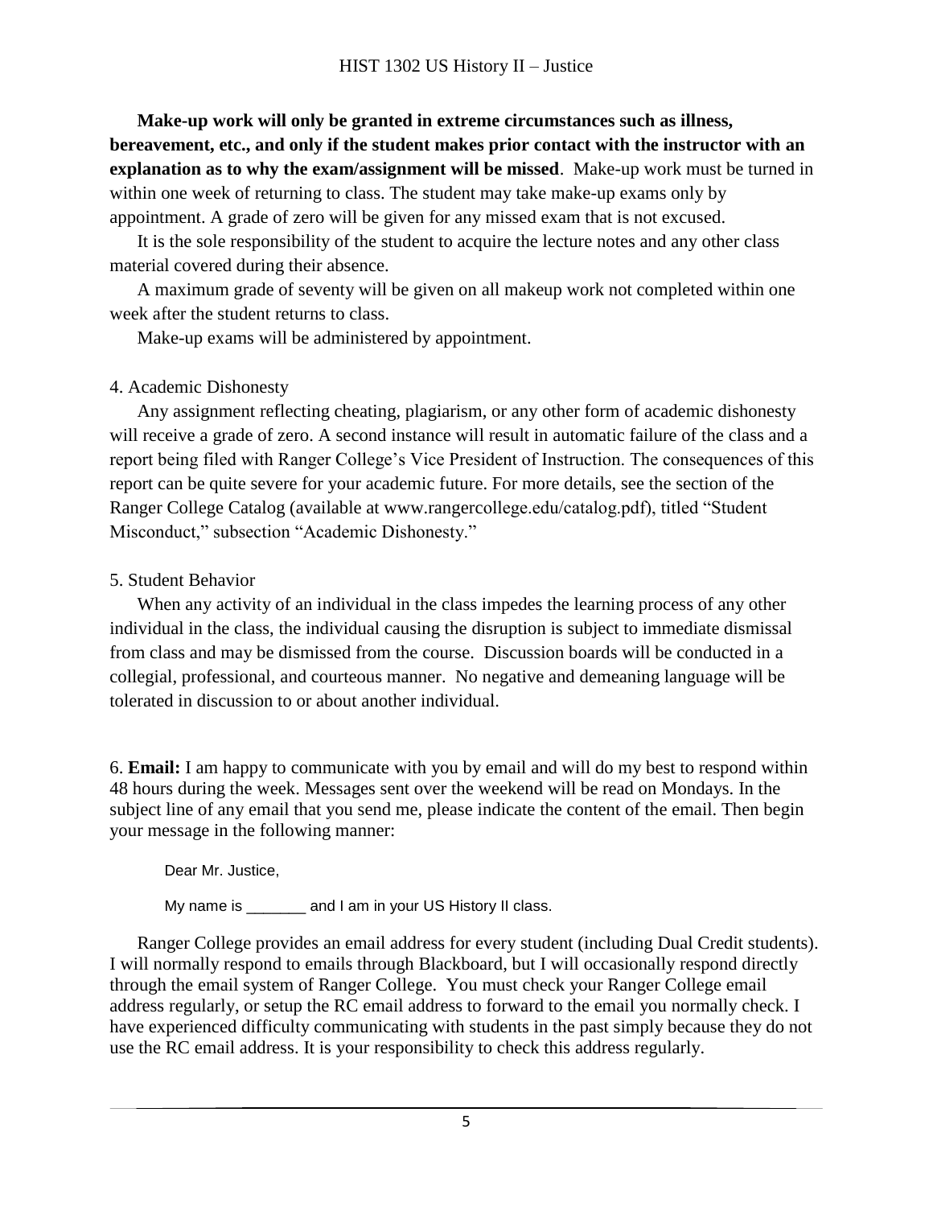**Make-up work will only be granted in extreme circumstances such as illness, bereavement, etc., and only if the student makes prior contact with the instructor with an explanation as to why the exam/assignment will be missed**. Make-up work must be turned in within one week of returning to class. The student may take make-up exams only by appointment. A grade of zero will be given for any missed exam that is not excused.

It is the sole responsibility of the student to acquire the lecture notes and any other class material covered during their absence.

A maximum grade of seventy will be given on all makeup work not completed within one week after the student returns to class.

Make-up exams will be administered by appointment.

4. Academic Dishonesty

Any assignment reflecting cheating, plagiarism, or any other form of academic dishonesty will receive a grade of zero. A second instance will result in automatic failure of the class and a report being filed with Ranger College's Vice President of Instruction. The consequences of this report can be quite severe for your academic future. For more details, see the section of the Ranger College Catalog (available at www.rangercollege.edu/catalog.pdf), titled "Student Misconduct," subsection "Academic Dishonesty."

5. Student Behavior

When any activity of an individual in the class impedes the learning process of any other individual in the class, the individual causing the disruption is subject to immediate dismissal from class and may be dismissed from the course. Discussion boards will be conducted in a collegial, professional, and courteous manner. No negative and demeaning language will be tolerated in discussion to or about another individual.

6. **Email:** I am happy to communicate with you by email and will do my best to respond within 48 hours during the week. Messages sent over the weekend will be read on Mondays. In the subject line of any email that you send me, please indicate the content of the email. Then begin your message in the following manner:

> Dear Mr. Justice,
>
> My name is _______ and I am in your US History II class.

Ranger College provides an email address for every student (including Dual Credit students). I will normally respond to emails through Blackboard, but I will occasionally respond directly through the email system of Ranger College. You must check your Ranger College email address regularly, or setup the RC email address to forward to the email you normally check. I have experienced difficulty communicating with students in the past simply because they do not use the RC email address. It is your responsibility to check this address regularly.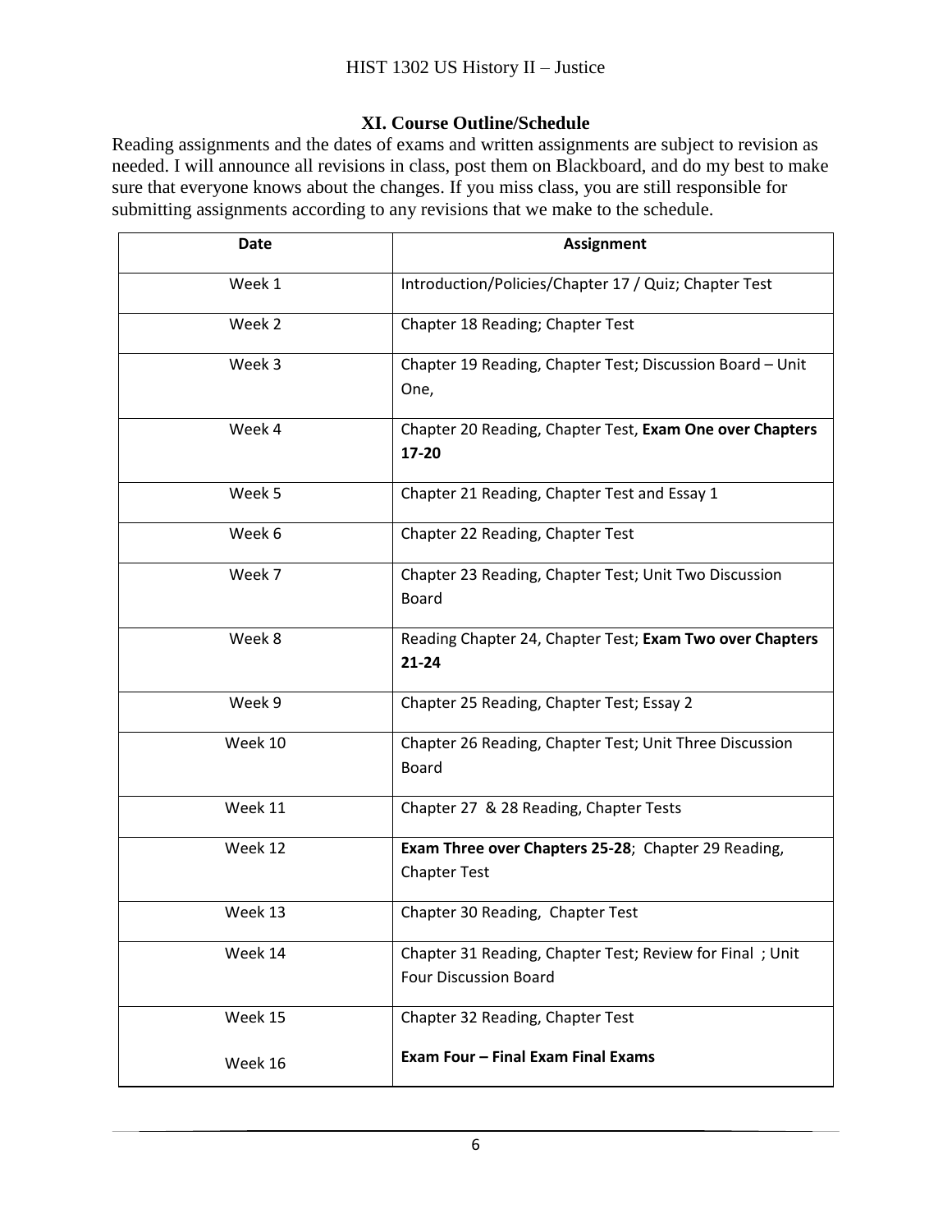### XI. Course Outline/Schedule

Reading assignments and the dates of exams and written assignments are subject to revision as needed. I will announce all revisions in class, post them on Blackboard, and do my best to make sure that everyone knows about the changes. If you miss class, you are still responsible for submitting assignments according to any revisions that we make to the schedule.

| Date | Assignment |
|---|---|
| Week 1 | Introduction/Policies/Chapter 17 / Quiz; Chapter Test |
| Week 2 | Chapter 18 Reading; Chapter Test |
| Week 3 | Chapter 19 Reading, Chapter Test; Discussion Board – Unit One, |
| Week 4 | Chapter 20 Reading, Chapter Test, **Exam One over Chapters 17-20** |
| Week 5 | Chapter 21 Reading, Chapter Test and Essay 1 |
| Week 6 | Chapter 22 Reading, Chapter Test |
| Week 7 | Chapter 23 Reading, Chapter Test; Unit Two Discussion Board |
| Week 8 | Reading Chapter 24, Chapter Test; **Exam Two over Chapters 21-24** |
| Week 9 | Chapter 25 Reading, Chapter Test; Essay 2 |
| Week 10 | Chapter 26 Reading, Chapter Test; Unit Three Discussion Board |
| Week 11 | Chapter 27 & 28 Reading, Chapter Tests |
| Week 12 | **Exam Three over Chapters 25-28**; Chapter 29 Reading, Chapter Test |
| Week 13 | Chapter 30 Reading, Chapter Test |
| Week 14 | Chapter 31 Reading, Chapter Test; Review for Final ; Unit Four Discussion Board |
| Week 15<br>Week 16 | Chapter 32 Reading, Chapter Test<br>**Exam Four – Final Exam Final Exams** |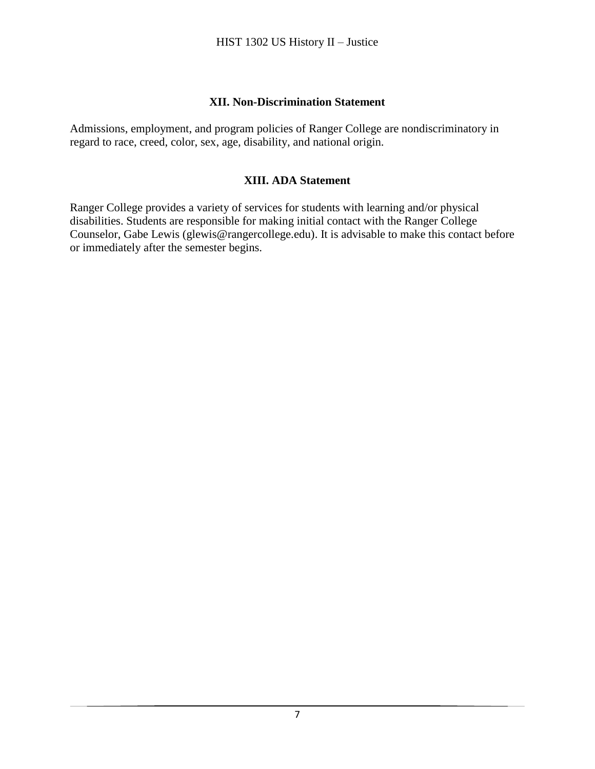## XII. Non-Discrimination Statement

Admissions, employment, and program policies of Ranger College are nondiscriminatory in regard to race, creed, color, sex, age, disability, and national origin.

## XIII. ADA Statement

Ranger College provides a variety of services for students with learning and/or physical disabilities. Students are responsible for making initial contact with the Ranger College Counselor, Gabe Lewis (glewis@rangercollege.edu). It is advisable to make this contact before or immediately after the semester begins.